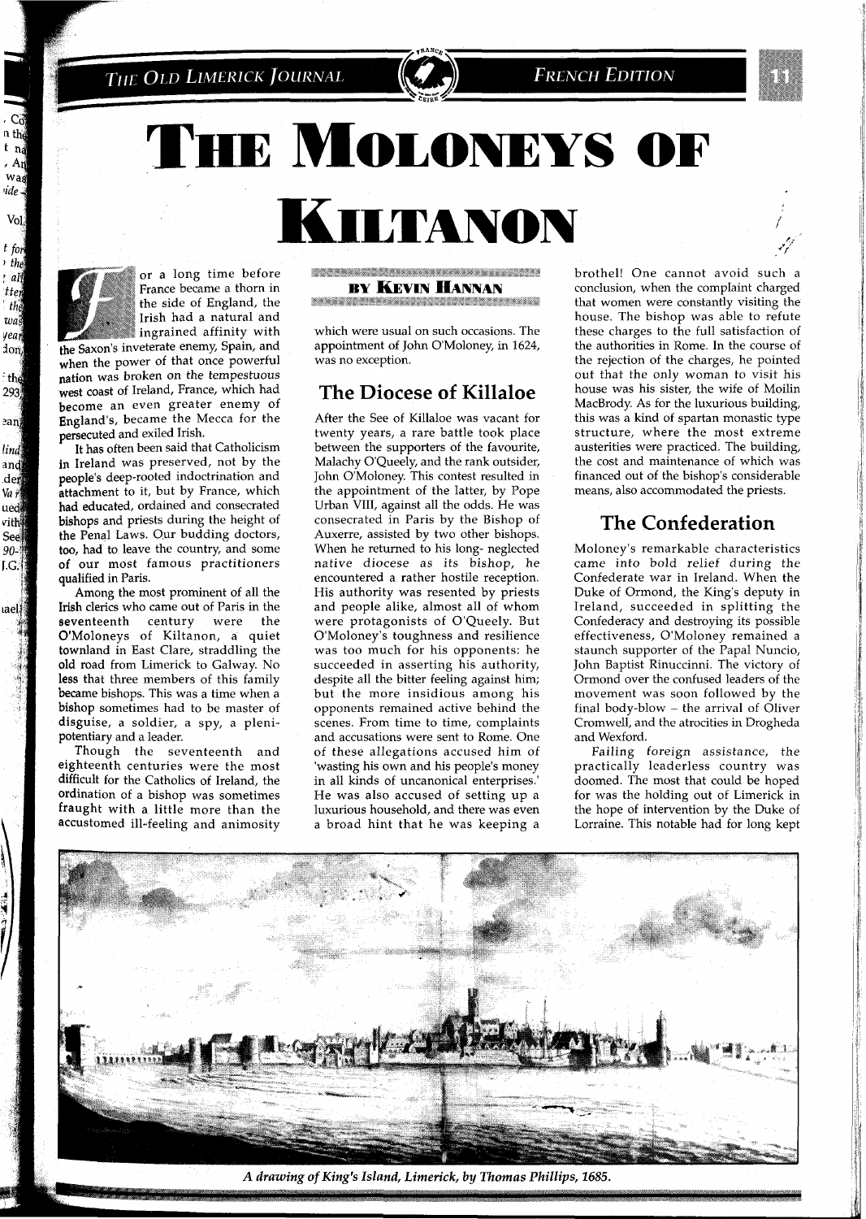# The Moloneys of Kiltanon

**By Kevin Hannan**

For a long time before France became a thorn in the side of England, the Irish had a natural and ingrained affinity with the Saxon's inveterate enemy, Spain, and when the power of that once powerful nation was broken on the tempestuous west coast of Ireland, France, which had become an even greater enemy of England's, became the Mecca for the persecuted and exiled Irish.

It has often been said that Catholicism in Ireland was preserved, not by the people's deep-rooted indoctrination and attachment to it, but by France, which had educated, ordained and consecrated bishops and priests during the height of the Penal Laws. Our budding doctors, too, had to leave the country, and some of our most famous practitioners qualified in Paris.

Among the most prominent of all the Irish clerics who came out of Paris in the seventeenth century were the O'Moloneys of Kiltanon, a quiet townland in East Clare, straddling the old road from Limerick to Galway. No less that three members of this family became bishops. This was a time when a bishop sometimes had to be master of disguise, a soldier, a spy, a pleni-potentiary and a leader.

Though the seventeenth and eighteenth centuries were the most difficult for the Catholics of Ireland, the ordination of a bishop was sometimes fraught with a little more than the accustomed ill-feeling and animosity which were usual on such occasions. The appointment of John O'Moloney, in 1624, was no exception.

## The Diocese of Killaloe

After the See of Killaloe was vacant for twenty years, a rare battle took place between the supporters of the favourite, Malachy O'Queely, and the rank outsider, John O'Moloney. This contest resulted in the appointment of the latter, by Pope Urban VIII, against all the odds. He was consecrated in Paris by the Bishop of Auxerre, assisted by two other bishops. When he returned to his long- neglected native diocese as its bishop, he encountered a rather hostile reception. His authority was resented by priests and people alike, almost all of whom were protagonists of O'Queely. But O'Moloney's toughness and resilience was too much for his opponents: he succeeded in asserting his authority, despite all the bitter feeling against him; but the more insidious among his opponents remained active behind the scenes. From time to time, complaints and accusations were sent to Rome. One of these allegations accused him of 'wasting his own and his people's money in all kinds of uncanonical enterprises.' He was also accused of setting up a luxurious household, and there was even a broad hint that he was keeping a brothel! One cannot avoid such a conclusion, when the complaint charged that women were constantly visiting the house. The bishop was able to refute these charges to the full satisfaction of the authorities in Rome. In the course of the rejection of the charges, he pointed out that the only woman to visit his house was his sister, the wife of Moilin MacBrody. As for the luxurious building, this was a kind of spartan monastic type structure, where the most extreme austerities were practiced. The building, the cost and maintenance of which was financed out of the bishop's considerable means, also accommodated the priests.

## The Confederation

Moloney's remarkable characteristics came into bold relief during the Confederate war in Ireland. When the Duke of Ormond, the King's deputy in Ireland, succeeded in splitting the Confederacy and destroying its possible effectiveness, O'Moloney remained a staunch supporter of the Papal Nuncio, John Baptist Rinuccinni. The victory of Ormond over the confused leaders of the movement was soon followed by the final body-blow – the arrival of Oliver Cromwell, and the atrocities in Drogheda and Wexford.

Failing foreign assistance, the practically leaderless country was doomed. The most that could be hoped for was the holding out of Limerick in the hope of intervention by the Duke of Lorraine. This notable had for long kept

*A drawing of King's Island, Limerick, by Thomas Phillips, 1685.*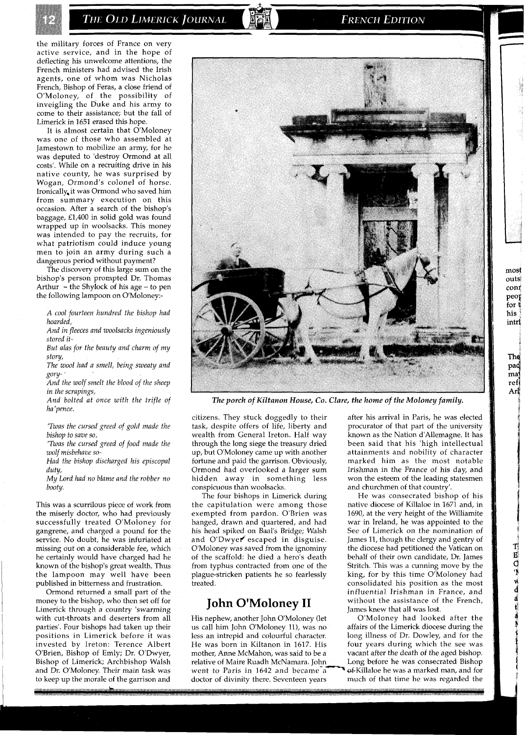the military forces of France on very active service, and in the hope of deflecting his unwelcome attentions, the French ministers had advised the Irish agents, one of whom was Nicholas French, Bishop of Feras, a close friend of O'Moloney, of the possibility of inveigling the Duke and his army to come to their assistance; but the fall of Limerick in 1651 erased this hope.

It is almost certain that O'Moloney was one of those who assembled at Jamestown to mobilize an army, for he was deputed to 'destroy Ormond at all costs'. While on a recruiting drive in his native county, he was surprised by Wogan, Ormond's colonel of horse. Ironically, it was Ormond who saved him from summary execution on this occasion. After a search of the bishop's baggage, £1,400 in solid gold was found wrapped up in woolsacks. This money was intended to pay the recruits, for what patriotism could induce young men to join an army during such a dangerous period without payment?

The discovery of this large sum on the bishop's person prompted Dr. Thomas Arthur – the Shylock of his age – to pen the following lampoon on O'Moloney:-

*A cool fourteen hundred the bishop had hoarded,*
*And in fleeces and woolsacks ingeniously stored it-*
*But alas for the beauty and charm of my story,*
*The wool had a smell, being sweaty and gory-*
*And the wolf smelt the blood of the sheep in the scrapings,*
*And bolted at once with the trifle of ha'pence.*

*'Twas the cursed greed of gold made the bishop to save so,*
*'Twas the cursed greed of food made the wolf misbehave so-*
*Had the bishop discharged his episcopal duty,*
*My Lord had no blame and the robber no booty.*

This was a scurrilous piece of work from the miserly doctor, who had previously successfully treated O'Moloney for gangrene, and charged a pound for the service. No doubt, he was infuriated at missing out on a considerable fee, which he certainly would have charged had he known of the bishop's great wealth. Thus the lampoon may well have been published in bitterness and frustration.

Ormond returned a small part of the money to the bishop, who then set off for Limerick through a country 'swarming with cut-throats and deserters from all parties'. Four bishops had taken up their positions in Limerick before it was invested by Ireton: Terence Albert O'Brien, Bishop of Emly; Dr. O'Dwyer, Bishop of Limerick; Archbishop Walsh and Dr. O'Moloney. Their main task was to keep up the morale of the garrison and citizens. They stuck doggedly to their task, despite offers of life, liberty and wealth from General Ireton. Half way through the long siege the treasury dried up, but O'Moloney came up with another fortune and paid the garrison. Obviously, Ormond had overlooked a larger sum hidden away in something less conspicuous than woolsacks.

The four bishops in Limerick during the capitulation were among those exempted from pardon. O'Brien was hanged, drawn and quartered, and had his head spiked on Baal's Bridge; Walsh and O'Dwyer escaped in disguise. O'Moloney was saved from the ignominy of the scaffold: he died a hero's death from typhus contracted from one of the plague-stricken patients he so fearlessly treated.

*The porch of Kiltanon House, Co. Clare, the home of the Moloney family.*

## John O'Moloney II

His nephew, another John O'Moloney (let us call him John O'Moloney 11), was no less an intrepid and colourful character. He was born in Kiltanon in 1617. His mother, Anne McMahon, was said to be a relative of Maire Ruadh McNamara. John went to Paris in 1642 and became a doctor of divinity there. Seventeen years after his arrival in Paris, he was elected procurator of that part of the university known as the Nation d'Allemagne. It has been said that his 'high intellectual attainments and nobility of character marked him as the most notable Irishman in the France of his day, and won the esteem of the leading statesmen and churchmen of that country'.

He was consecrated bishop of his native diocese of Killaloe in 1671 and, in 1690, at the very height of the Williamite war in Ireland, he was appointed to the See of Limerick on the nomination of James 11, though the clergy and gentry of the diocese had petitioned the Vatican on behalf of their own candidate, Dr. James Stritch. This was a cunning move by the king, for by this time O'Moloney had consolidated his position as the most influential Irishman in France, and without the assistance of the French, James knew that all was lost.

O'Moloney had looked after the affairs of the Limerick diocese during the long illness of Dr. Dowley, and for the four years during which the see was vacant after the death of the aged bishop. Long before he was consecrated Bishop of Killaloe he was a marked man, and for much of that time he was regarded the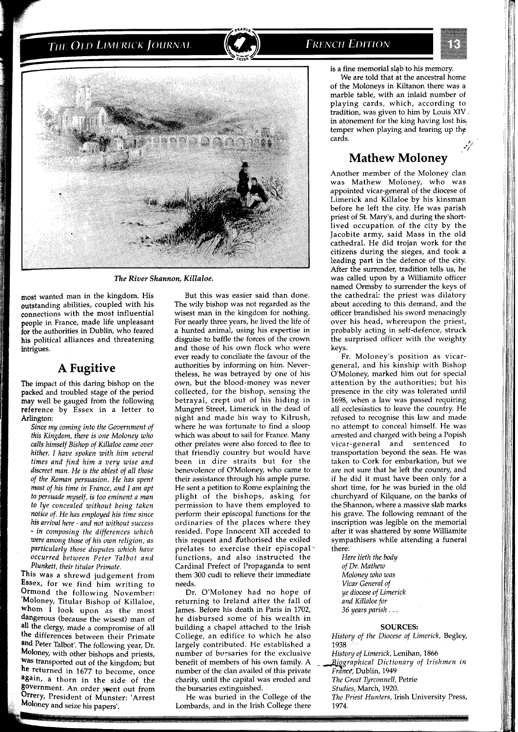*The River Shannon, Killaloe.*

most wanted man in the kingdom. His outstanding abilities, coupled with his connections with the most influential people in France, made life unpleasant for the authorities in Dublin, who feared his political alliances and threatening intrigues.

## A Fugitive

The impact of this daring bishop on the packed and troubled stage of the period may well be gauged from the following reference by Essex in a letter to Arlington:

*Since my coming into the Government of this Kingdom, there is one Moloney who calls himself Bishop of Killaloe come over hither. I have spoken with him several times and find him a very wise and discreet man. He is the ablest of all those of the Roman persuasion. He has spent most of his time in France, and I am apt to persuade myself, is too eminent a man to lye concealed without being taken notice of. He has employed his time since his arrival here - and not without success - in composing the differences which were among those of his own religion, as particularly those disputes which have occurred between Peter Talbot and Plunkett, their titular Primate.*

This was a shrewd judgement from Essex, for we find him writing to Ormond the following November: 'Moloney, Titular Bishop of Killaloe, whom I look upon as the most dangerous (because the wisest) man of all the clergy, made a compromise of all the differences between their Primate and Peter Talbot'. The following year, Dr. Moloney, with other bishops and priests, was transported out of the kingdom; but he returned in 1677 to become, once again, a thorn in the side of the government. An order went out from Orrery, President of Munster: 'Arrest Moloney and seize his papers'.

But this was easier said than done. The wily bishop was not regarded as the wisest man in the kingdom for nothing. For nearly three years, he lived the life of a hunted animal, using his expertise in disguise to baffle the forces of the crown and those of his own flock who were ever ready to conciliate the favour of the authorities by informing on him. Nevertheless, he was betrayed by one of his own, but the blood-money was never collected, for the bishop, sensing the betrayal, crept out of his hiding in Mungret Street, Limerick in the dead of night and made his way to Kilrush, where he was fortunate to find a sloop which was about to sail for France. Many other prelates were also forced to flee to that friendly country but would have been in dire straits but for the benevolence of O'Moloney, who came to their assistance through his ample purse. He sent a petition to Rome explaining the plight of the bishops, asking for permission to have them employed to perform their episcopal functions for the ordinaries of the places where they resided. Pope Innocent XII acceded to this request and authorised the exiled prelates to exercise their episcopal functions, and also instructed the Cardinal Prefect of Propaganda to sent them 300 cudi to relieve their immediate needs.

Dr. O'Moloney had no hope of returning to Ireland after the fall of James. Before his death in Paris in 1702, he disbursed some of his wealth in building a chapel attached to the Irish College, an edifice to which he also largely contributed. He established a number of bursaries for the exclusive benefit of members of his own family. A number of the clan availed of this private charity, until the capital was eroded and the bursaries extinguished.

He was buried in the College of the Lombards, and in the Irish College there is a fine memorial slab to his memory.

We are told that at the ancestral home of the Moloneys in Kiltanon there was a marble table, with an inlaid number of playing cards, which, according to tradition, was given to him by Louis XIV in atonement for the king having lost his temper when playing and tearing up the cards.

## Mathew Moloney

Another member of the Moloney clan was Mathew Moloney, who was appointed vicar-general of the diocese of Limerick and Killaloe by his kinsman before he left the city. He was parish priest of St. Mary's, and during the short-lived occupation of the city by the Jacobite army, said Mass in the old cathedral. He did trojan work for the citizens during the sieges, and took a leading part in the defence of the city. After the surrender, tradition tells us, he was called upon by a Williamite officer named Ormsby to surrender the keys of the cathedral: the priest was dilatory about acceding to this demand, and the officer brandished his sword menacingly over his head, whereupon the priest, probably acting in self-defence, struck the surprised officer with the weighty keys.

Fr. Moloney's position as vicar-general, and his kinship with Bishop O'Moloney, marked him out for special attention by the authorities; but his presence in the city was tolerated until 1698, when a law was passed requiring all ecclesiastics to leave the country. He refused to recognise this law and made no attempt to conceal himself. He was arrested and charged with being a Popish vicar-general and sentenced to transportation beyond the seas. He was taken to Cork for embarkation, but we are not sure that he left the country, and if he did it must have been only for a short time, for he was buried in the old churchyard of Kilquane, on the banks of the Shannon, where a massive slab marks his grave. The following remnant of the inscription was legible on the memorial after it was shattered by some Williamite sympathisers while attending a funeral there:

*Here lieth the body*
*of Dr. Mathew*
*Moloney who was*
*Vicar General of*
*ye diocese of Limerick*
*and Killaloe for*
*36 years parish . . .*

#### SOURCES:

*History of the Diocese of Limerick*, Begley, 1938

*History of Limerick*, Lenihan, 1866

*Biographical Dictionary of Irishmen in France*, Dublin, 1949

*The Great Tyrconnell*, Petrie

*Studies*, March, 1920.

*The Priest Hunters*, Irish University Press, 1974.